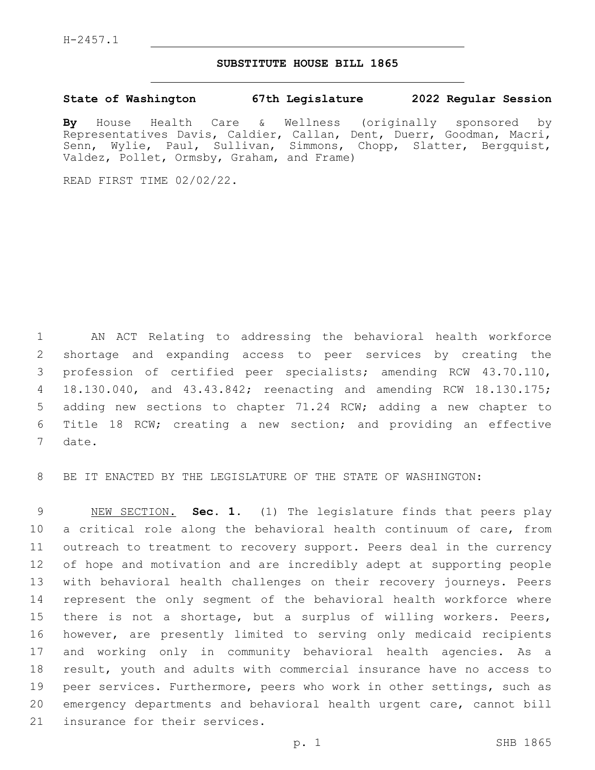H-2457.1

## SUBSTITUTE HOUSE BILL 1865

**State of Washington 67th Legislature 2022 Regular Session**

**By** House Health Care & Wellness (originally sponsored by Representatives Davis, Caldier, Callan, Dent, Duerr, Goodman, Macri, Senn, Wylie, Paul, Sullivan, Simmons, Chopp, Slatter, Bergquist, Valdez, Pollet, Ormsby, Graham, and Frame)

READ FIRST TIME 02/02/22.

AN ACT Relating to addressing the behavioral health workforce shortage and expanding access to peer services by creating the profession of certified peer specialists; amending RCW 43.70.110, 18.130.040, and 43.43.842; reenacting and amending RCW 18.130.175; adding new sections to chapter 71.24 RCW; adding a new chapter to Title 18 RCW; creating a new section; and providing an effective date.

BE IT ENACTED BY THE LEGISLATURE OF THE STATE OF WASHINGTON:

NEW SECTION. **Sec. 1.** (1) The legislature finds that peers play a critical role along the behavioral health continuum of care, from outreach to treatment to recovery support. Peers deal in the currency of hope and motivation and are incredibly adept at supporting people with behavioral health challenges on their recovery journeys. Peers represent the only segment of the behavioral health workforce where there is not a shortage, but a surplus of willing workers. Peers, however, are presently limited to serving only medicaid recipients and working only in community behavioral health agencies. As a result, youth and adults with commercial insurance have no access to peer services. Furthermore, peers who work in other settings, such as emergency departments and behavioral health urgent care, cannot bill insurance for their services.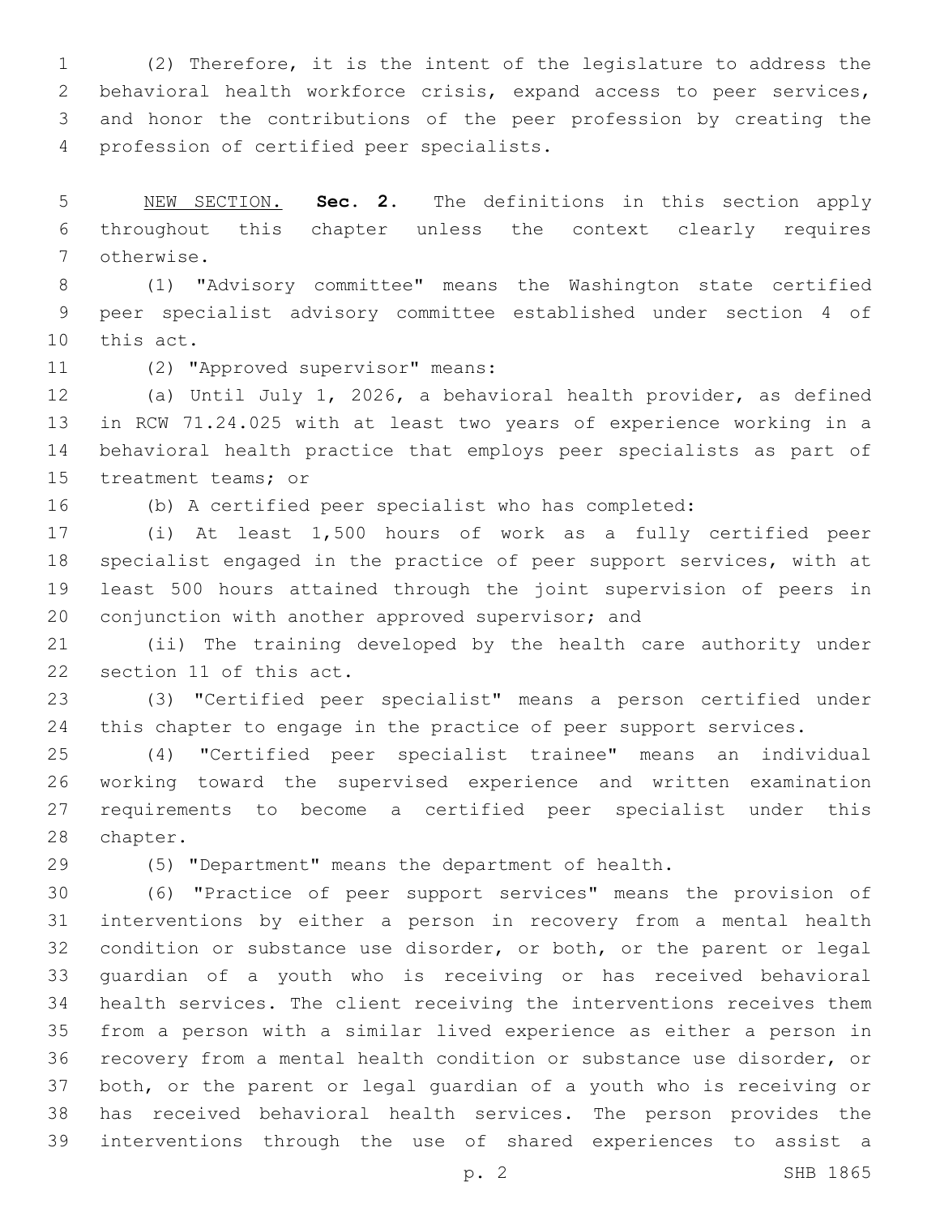(2) Therefore, it is the intent of the legislature to address the behavioral health workforce crisis, expand access to peer services, and honor the contributions of the peer profession by creating the profession of certified peer specialists.

NEW SECTION. **Sec. 2.** The definitions in this section apply throughout this chapter unless the context clearly requires otherwise.

(1) "Advisory committee" means the Washington state certified peer specialist advisory committee established under section 4 of this act.

(2) "Approved supervisor" means:

(a) Until July 1, 2026, a behavioral health provider, as defined in RCW 71.24.025 with at least two years of experience working in a behavioral health practice that employs peer specialists as part of treatment teams; or

(b) A certified peer specialist who has completed:

(i) At least 1,500 hours of work as a fully certified peer specialist engaged in the practice of peer support services, with at least 500 hours attained through the joint supervision of peers in conjunction with another approved supervisor; and

(ii) The training developed by the health care authority under section 11 of this act.

(3) "Certified peer specialist" means a person certified under this chapter to engage in the practice of peer support services.

(4) "Certified peer specialist trainee" means an individual working toward the supervised experience and written examination requirements to become a certified peer specialist under this chapter.

(5) "Department" means the department of health.

(6) "Practice of peer support services" means the provision of interventions by either a person in recovery from a mental health condition or substance use disorder, or both, or the parent or legal guardian of a youth who is receiving or has received behavioral health services. The client receiving the interventions receives them from a person with a similar lived experience as either a person in recovery from a mental health condition or substance use disorder, or both, or the parent or legal guardian of a youth who is receiving or has received behavioral health services. The person provides the interventions through the use of shared experiences to assist a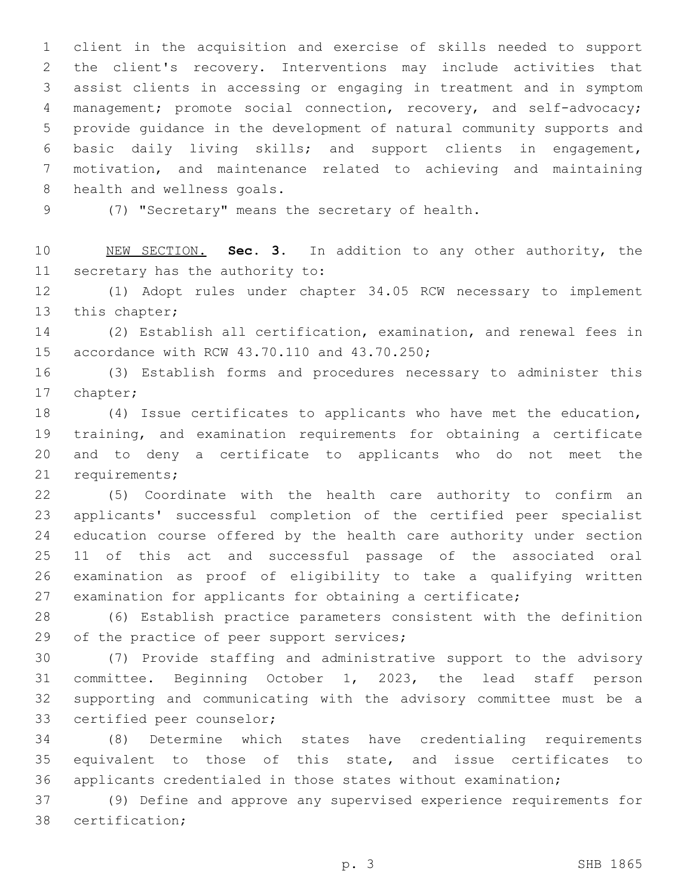client in the acquisition and exercise of skills needed to support the client's recovery. Interventions may include activities that assist clients in accessing or engaging in treatment and in symptom management; promote social connection, recovery, and self-advocacy; provide guidance in the development of natural community supports and basic daily living skills; and support clients in engagement, motivation, and maintenance related to achieving and maintaining health and wellness goals.

(7) "Secretary" means the secretary of health.

NEW SECTION. **Sec. 3.** In addition to any other authority, the secretary has the authority to:

(1) Adopt rules under chapter 34.05 RCW necessary to implement this chapter;

(2) Establish all certification, examination, and renewal fees in accordance with RCW 43.70.110 and 43.70.250;

(3) Establish forms and procedures necessary to administer this chapter;

(4) Issue certificates to applicants who have met the education, training, and examination requirements for obtaining a certificate and to deny a certificate to applicants who do not meet the requirements;

(5) Coordinate with the health care authority to confirm an applicants' successful completion of the certified peer specialist education course offered by the health care authority under section 11 of this act and successful passage of the associated oral examination as proof of eligibility to take a qualifying written examination for applicants for obtaining a certificate;

(6) Establish practice parameters consistent with the definition of the practice of peer support services;

(7) Provide staffing and administrative support to the advisory committee. Beginning October 1, 2023, the lead staff person supporting and communicating with the advisory committee must be a certified peer counselor;

(8) Determine which states have credentialing requirements equivalent to those of this state, and issue certificates to applicants credentialed in those states without examination;

(9) Define and approve any supervised experience requirements for certification;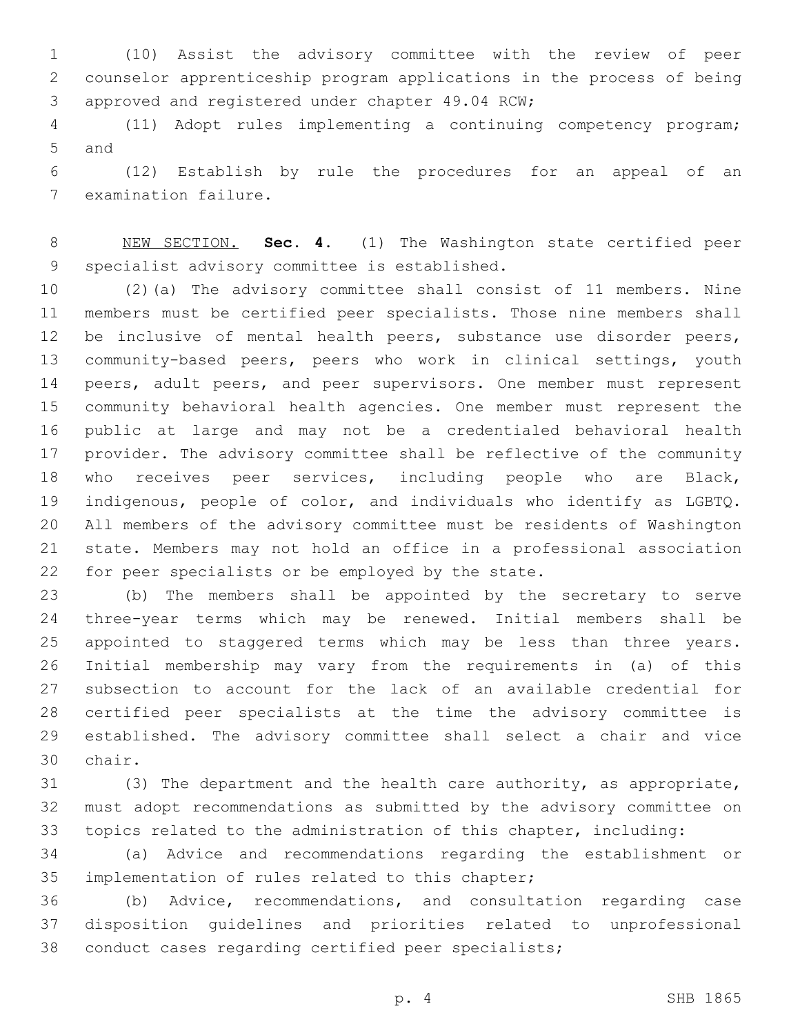(10) Assist the advisory committee with the review of peer counselor apprenticeship program applications in the process of being approved and registered under chapter 49.04 RCW;

(11) Adopt rules implementing a continuing competency program; and

(12) Establish by rule the procedures for an appeal of an examination failure.

NEW SECTION. **Sec. 4.** (1) The Washington state certified peer specialist advisory committee is established.

(2)(a) The advisory committee shall consist of 11 members. Nine members must be certified peer specialists. Those nine members shall be inclusive of mental health peers, substance use disorder peers, community-based peers, peers who work in clinical settings, youth peers, adult peers, and peer supervisors. One member must represent community behavioral health agencies. One member must represent the public at large and may not be a credentialed behavioral health provider. The advisory committee shall be reflective of the community who receives peer services, including people who are Black, indigenous, people of color, and individuals who identify as LGBTQ. All members of the advisory committee must be residents of Washington state. Members may not hold an office in a professional association for peer specialists or be employed by the state.

(b) The members shall be appointed by the secretary to serve three-year terms which may be renewed. Initial members shall be appointed to staggered terms which may be less than three years. Initial membership may vary from the requirements in (a) of this subsection to account for the lack of an available credential for certified peer specialists at the time the advisory committee is established. The advisory committee shall select a chair and vice chair.

(3) The department and the health care authority, as appropriate, must adopt recommendations as submitted by the advisory committee on topics related to the administration of this chapter, including:

(a) Advice and recommendations regarding the establishment or implementation of rules related to this chapter;

(b) Advice, recommendations, and consultation regarding case disposition guidelines and priorities related to unprofessional conduct cases regarding certified peer specialists;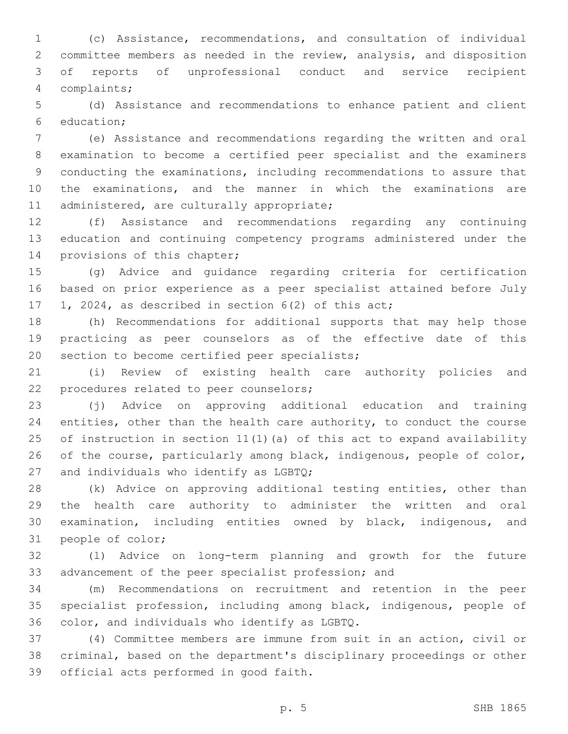(c) Assistance, recommendations, and consultation of individual committee members as needed in the review, analysis, and disposition of reports of unprofessional conduct and service recipient complaints;

(d) Assistance and recommendations to enhance patient and client education;

(e) Assistance and recommendations regarding the written and oral examination to become a certified peer specialist and the examiners conducting the examinations, including recommendations to assure that the examinations, and the manner in which the examinations are administered, are culturally appropriate;

(f) Assistance and recommendations regarding any continuing education and continuing competency programs administered under the provisions of this chapter;

(g) Advice and guidance regarding criteria for certification based on prior experience as a peer specialist attained before July 1, 2024, as described in section 6(2) of this act;

(h) Recommendations for additional supports that may help those practicing as peer counselors as of the effective date of this section to become certified peer specialists;

(i) Review of existing health care authority policies and procedures related to peer counselors;

(j) Advice on approving additional education and training entities, other than the health care authority, to conduct the course of instruction in section 11(1)(a) of this act to expand availability of the course, particularly among black, indigenous, people of color, and individuals who identify as LGBTQ;

(k) Advice on approving additional testing entities, other than the health care authority to administer the written and oral examination, including entities owned by black, indigenous, and people of color;

(l) Advice on long-term planning and growth for the future advancement of the peer specialist profession; and

(m) Recommendations on recruitment and retention in the peer specialist profession, including among black, indigenous, people of color, and individuals who identify as LGBTQ.

(4) Committee members are immune from suit in an action, civil or criminal, based on the department's disciplinary proceedings or other official acts performed in good faith.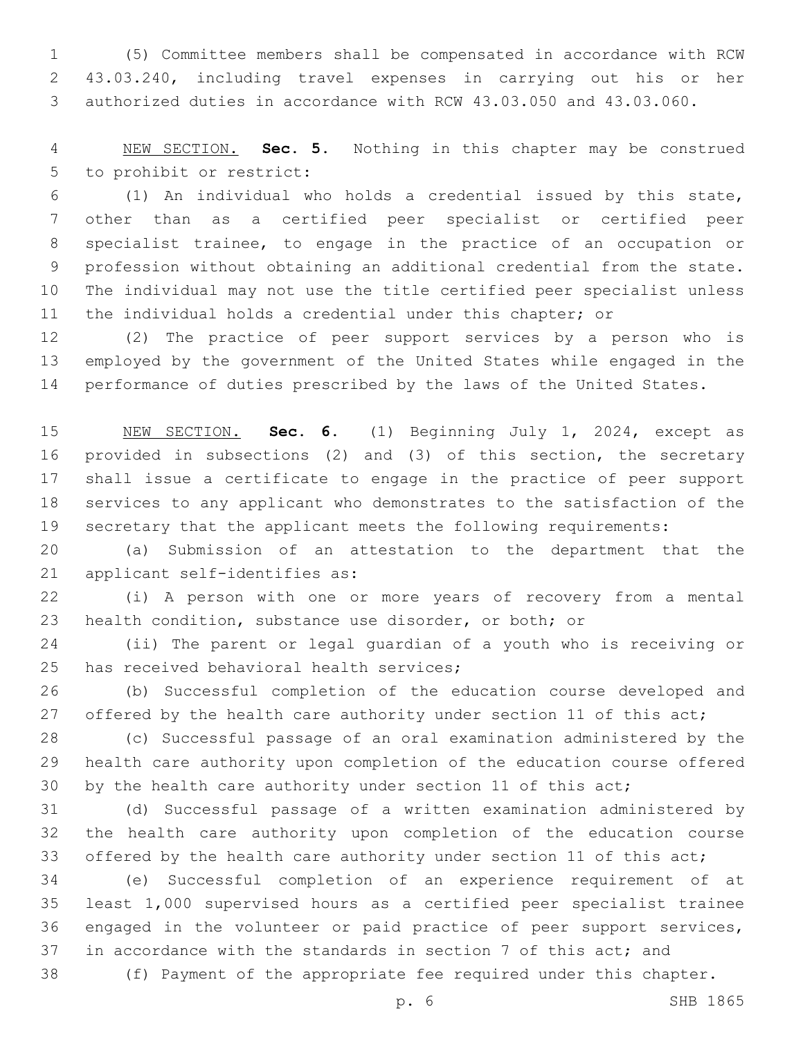(5) Committee members shall be compensated in accordance with RCW 43.03.240, including travel expenses in carrying out his or her authorized duties in accordance with RCW 43.03.050 and 43.03.060.

NEW SECTION. **Sec. 5.** Nothing in this chapter may be construed to prohibit or restrict:

(1) An individual who holds a credential issued by this state, other than as a certified peer specialist or certified peer specialist trainee, to engage in the practice of an occupation or profession without obtaining an additional credential from the state. The individual may not use the title certified peer specialist unless the individual holds a credential under this chapter; or

(2) The practice of peer support services by a person who is employed by the government of the United States while engaged in the performance of duties prescribed by the laws of the United States.

NEW SECTION. **Sec. 6.** (1) Beginning July 1, 2024, except as provided in subsections (2) and (3) of this section, the secretary shall issue a certificate to engage in the practice of peer support services to any applicant who demonstrates to the satisfaction of the secretary that the applicant meets the following requirements:

(a) Submission of an attestation to the department that the applicant self-identifies as:

(i) A person with one or more years of recovery from a mental health condition, substance use disorder, or both; or

(ii) The parent or legal guardian of a youth who is receiving or has received behavioral health services;

(b) Successful completion of the education course developed and offered by the health care authority under section 11 of this act;

(c) Successful passage of an oral examination administered by the health care authority upon completion of the education course offered by the health care authority under section 11 of this act;

(d) Successful passage of a written examination administered by the health care authority upon completion of the education course offered by the health care authority under section 11 of this act;

(e) Successful completion of an experience requirement of at least 1,000 supervised hours as a certified peer specialist trainee engaged in the volunteer or paid practice of peer support services, in accordance with the standards in section 7 of this act; and

(f) Payment of the appropriate fee required under this chapter.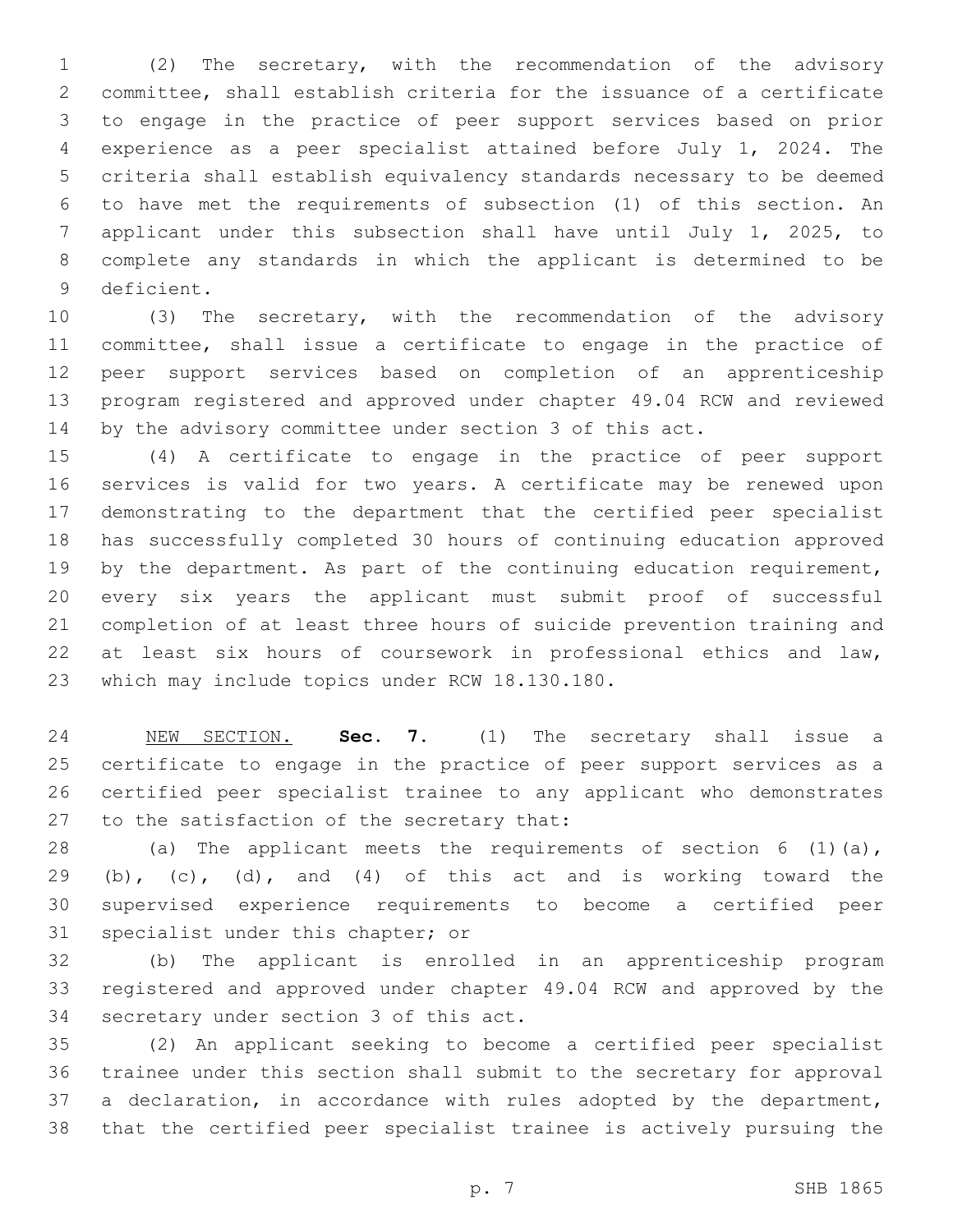(2) The secretary, with the recommendation of the advisory committee, shall establish criteria for the issuance of a certificate to engage in the practice of peer support services based on prior experience as a peer specialist attained before July 1, 2024. The criteria shall establish equivalency standards necessary to be deemed to have met the requirements of subsection (1) of this section. An applicant under this subsection shall have until July 1, 2025, to complete any standards in which the applicant is determined to be deficient.

(3) The secretary, with the recommendation of the advisory committee, shall issue a certificate to engage in the practice of peer support services based on completion of an apprenticeship program registered and approved under chapter 49.04 RCW and reviewed by the advisory committee under section 3 of this act.

(4) A certificate to engage in the practice of peer support services is valid for two years. A certificate may be renewed upon demonstrating to the department that the certified peer specialist has successfully completed 30 hours of continuing education approved by the department. As part of the continuing education requirement, every six years the applicant must submit proof of successful completion of at least three hours of suicide prevention training and at least six hours of coursework in professional ethics and law, which may include topics under RCW 18.130.180.

NEW SECTION. **Sec. 7.** (1) The secretary shall issue a certificate to engage in the practice of peer support services as a certified peer specialist trainee to any applicant who demonstrates to the satisfaction of the secretary that:

(a) The applicant meets the requirements of section 6 (1)(a), (b), (c), (d), and (4) of this act and is working toward the supervised experience requirements to become a certified peer specialist under this chapter; or

(b) The applicant is enrolled in an apprenticeship program registered and approved under chapter 49.04 RCW and approved by the secretary under section 3 of this act.

(2) An applicant seeking to become a certified peer specialist trainee under this section shall submit to the secretary for approval a declaration, in accordance with rules adopted by the department, that the certified peer specialist trainee is actively pursuing the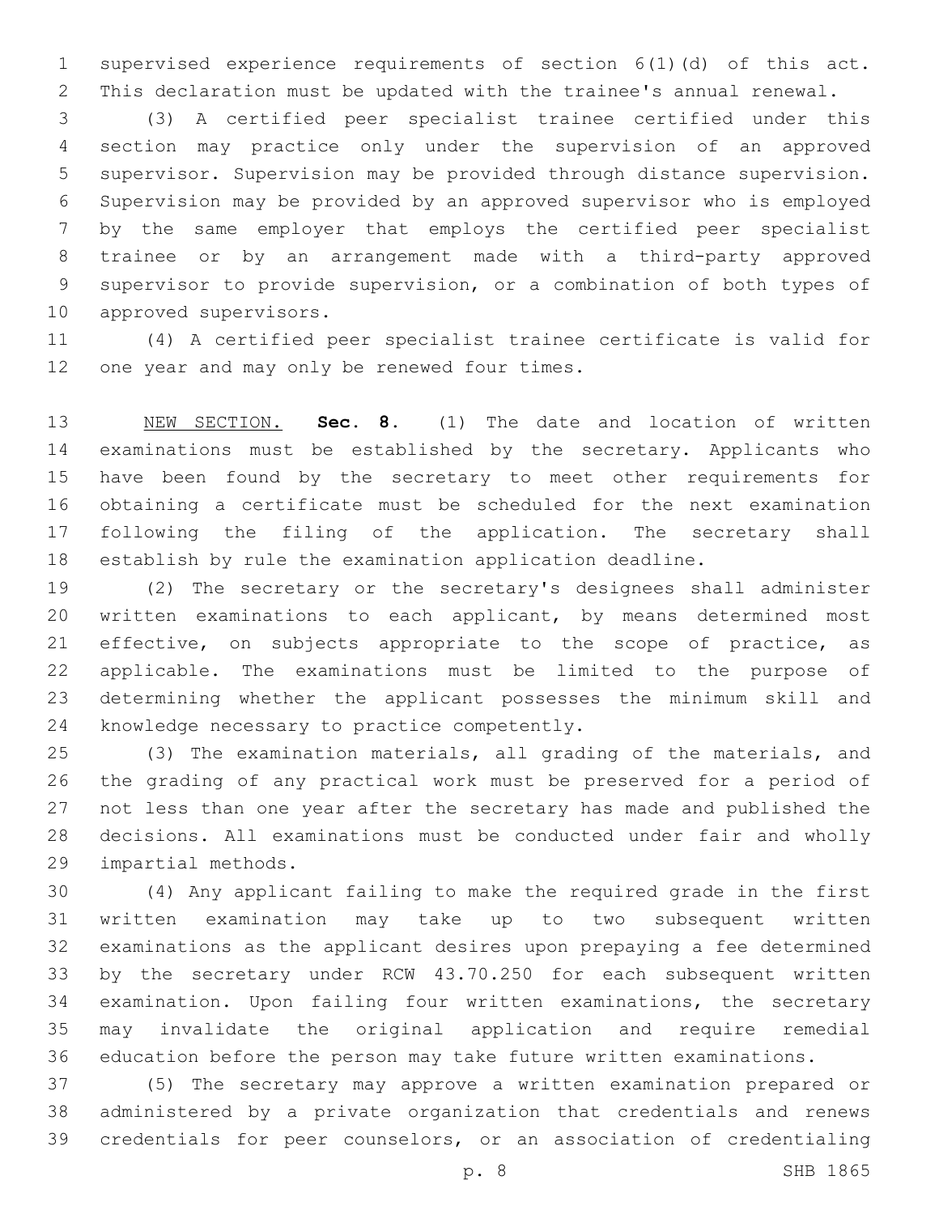supervised experience requirements of section 6(1)(d) of this act. This declaration must be updated with the trainee's annual renewal.

(3) A certified peer specialist trainee certified under this section may practice only under the supervision of an approved supervisor. Supervision may be provided through distance supervision. Supervision may be provided by an approved supervisor who is employed by the same employer that employs the certified peer specialist trainee or by an arrangement made with a third-party approved supervisor to provide supervision, or a combination of both types of approved supervisors.

(4) A certified peer specialist trainee certificate is valid for one year and may only be renewed four times.

NEW SECTION. **Sec. 8.** (1) The date and location of written examinations must be established by the secretary. Applicants who have been found by the secretary to meet other requirements for obtaining a certificate must be scheduled for the next examination following the filing of the application. The secretary shall establish by rule the examination application deadline.

(2) The secretary or the secretary's designees shall administer written examinations to each applicant, by means determined most effective, on subjects appropriate to the scope of practice, as applicable. The examinations must be limited to the purpose of determining whether the applicant possesses the minimum skill and knowledge necessary to practice competently.

(3) The examination materials, all grading of the materials, and the grading of any practical work must be preserved for a period of not less than one year after the secretary has made and published the decisions. All examinations must be conducted under fair and wholly impartial methods.

(4) Any applicant failing to make the required grade in the first written examination may take up to two subsequent written examinations as the applicant desires upon prepaying a fee determined by the secretary under RCW 43.70.250 for each subsequent written examination. Upon failing four written examinations, the secretary may invalidate the original application and require remedial education before the person may take future written examinations.

(5) The secretary may approve a written examination prepared or administered by a private organization that credentials and renews credentials for peer counselors, or an association of credentialing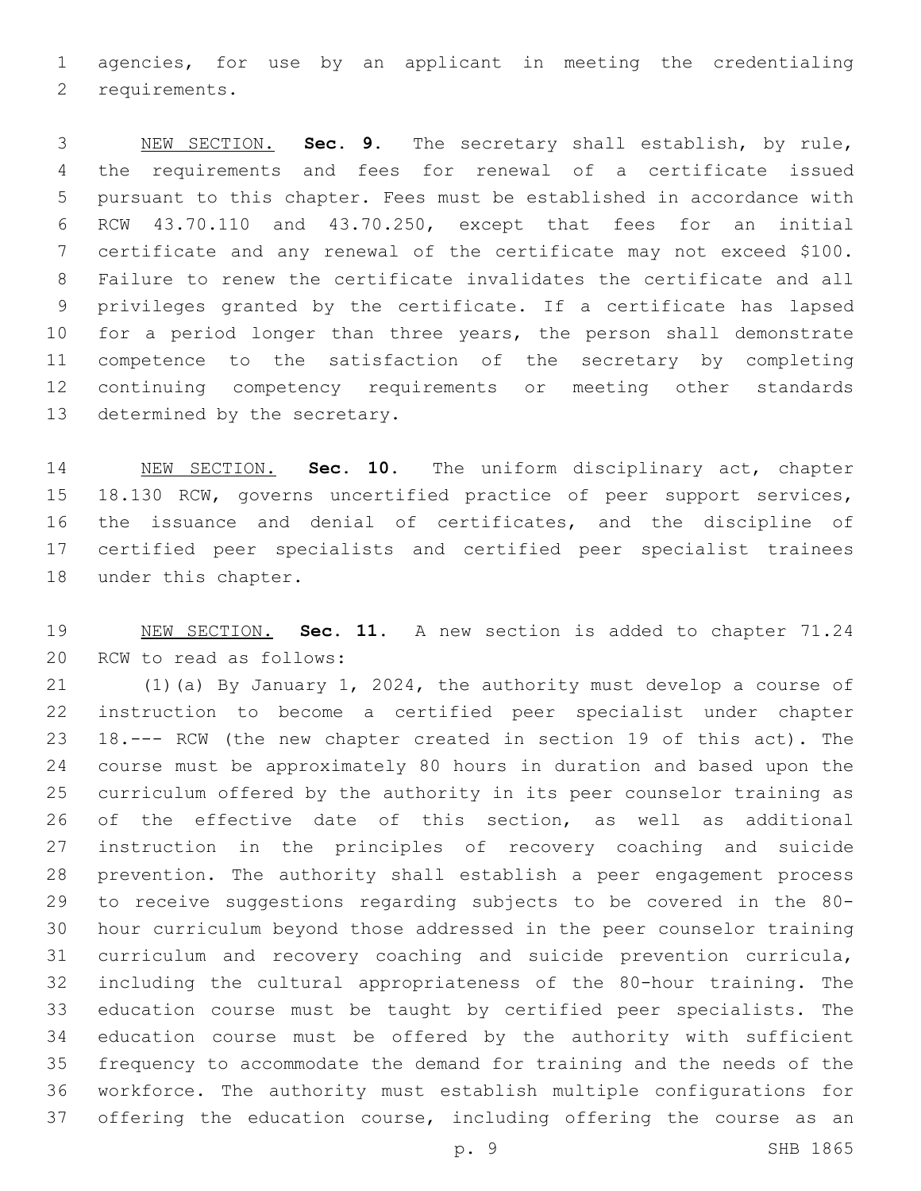agencies, for use by an applicant in meeting the credentialing requirements.

NEW SECTION. **Sec. 9.** The secretary shall establish, by rule, the requirements and fees for renewal of a certificate issued pursuant to this chapter. Fees must be established in accordance with RCW 43.70.110 and 43.70.250, except that fees for an initial certificate and any renewal of the certificate may not exceed $100. Failure to renew the certificate invalidates the certificate and all privileges granted by the certificate. If a certificate has lapsed for a period longer than three years, the person shall demonstrate competence to the satisfaction of the secretary by completing continuing competency requirements or meeting other standards determined by the secretary.

NEW SECTION. **Sec. 10.** The uniform disciplinary act, chapter 18.130 RCW, governs uncertified practice of peer support services, the issuance and denial of certificates, and the discipline of certified peer specialists and certified peer specialist trainees under this chapter.

NEW SECTION. **Sec. 11.** A new section is added to chapter 71.24 RCW to read as follows:

(1)(a) By January 1, 2024, the authority must develop a course of instruction to become a certified peer specialist under chapter 18.--- RCW (the new chapter created in section 19 of this act). The course must be approximately 80 hours in duration and based upon the curriculum offered by the authority in its peer counselor training as of the effective date of this section, as well as additional instruction in the principles of recovery coaching and suicide prevention. The authority shall establish a peer engagement process to receive suggestions regarding subjects to be covered in the 80-hour curriculum beyond those addressed in the peer counselor training curriculum and recovery coaching and suicide prevention curricula, including the cultural appropriateness of the 80-hour training. The education course must be taught by certified peer specialists. The education course must be offered by the authority with sufficient frequency to accommodate the demand for training and the needs of the workforce. The authority must establish multiple configurations for offering the education course, including offering the course as an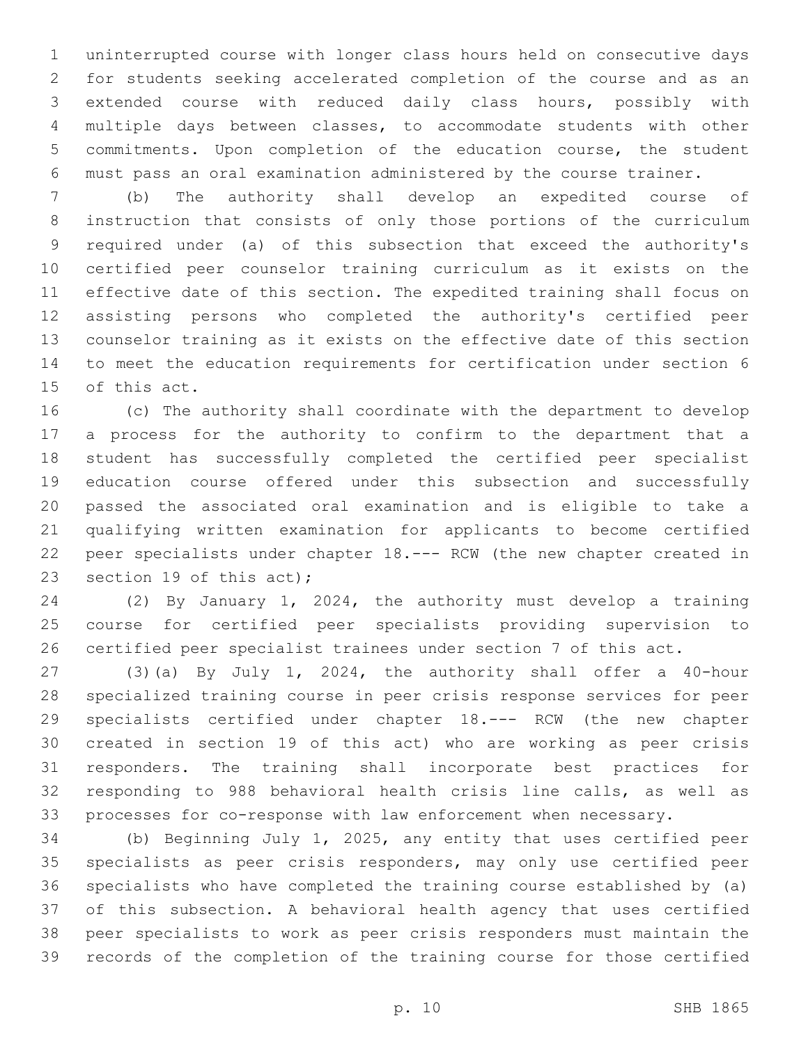uninterrupted course with longer class hours held on consecutive days for students seeking accelerated completion of the course and as an extended course with reduced daily class hours, possibly with multiple days between classes, to accommodate students with other commitments. Upon completion of the education course, the student must pass an oral examination administered by the course trainer.

(b) The authority shall develop an expedited course of instruction that consists of only those portions of the curriculum required under (a) of this subsection that exceed the authority's certified peer counselor training curriculum as it exists on the effective date of this section. The expedited training shall focus on assisting persons who completed the authority's certified peer counselor training as it exists on the effective date of this section to meet the education requirements for certification under section 6 of this act.

(c) The authority shall coordinate with the department to develop a process for the authority to confirm to the department that a student has successfully completed the certified peer specialist education course offered under this subsection and successfully passed the associated oral examination and is eligible to take a qualifying written examination for applicants to become certified peer specialists under chapter 18.--- RCW (the new chapter created in section 19 of this act);

(2) By January 1, 2024, the authority must develop a training course for certified peer specialists providing supervision to certified peer specialist trainees under section 7 of this act.

(3)(a) By July 1, 2024, the authority shall offer a 40-hour specialized training course in peer crisis response services for peer specialists certified under chapter 18.--- RCW (the new chapter created in section 19 of this act) who are working as peer crisis responders. The training shall incorporate best practices for responding to 988 behavioral health crisis line calls, as well as processes for co-response with law enforcement when necessary.

(b) Beginning July 1, 2025, any entity that uses certified peer specialists as peer crisis responders, may only use certified peer specialists who have completed the training course established by (a) of this subsection. A behavioral health agency that uses certified peer specialists to work as peer crisis responders must maintain the records of the completion of the training course for those certified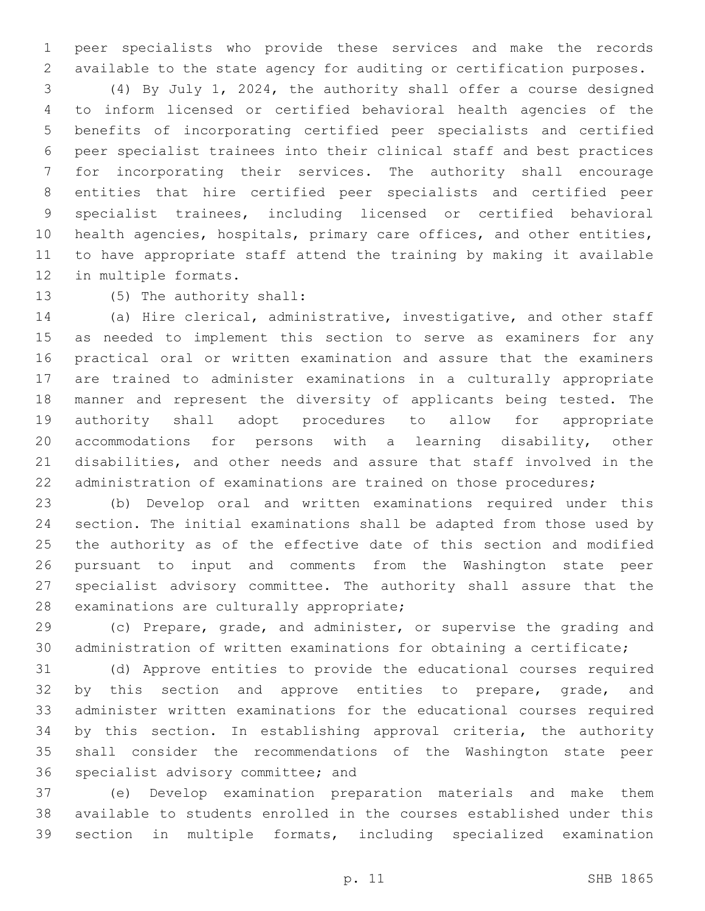peer specialists who provide these services and make the records available to the state agency for auditing or certification purposes.

(4) By July 1, 2024, the authority shall offer a course designed to inform licensed or certified behavioral health agencies of the benefits of incorporating certified peer specialists and certified peer specialist trainees into their clinical staff and best practices for incorporating their services. The authority shall encourage entities that hire certified peer specialists and certified peer specialist trainees, including licensed or certified behavioral health agencies, hospitals, primary care offices, and other entities, to have appropriate staff attend the training by making it available in multiple formats.

(5) The authority shall:

(a) Hire clerical, administrative, investigative, and other staff as needed to implement this section to serve as examiners for any practical oral or written examination and assure that the examiners are trained to administer examinations in a culturally appropriate manner and represent the diversity of applicants being tested. The authority shall adopt procedures to allow for appropriate accommodations for persons with a learning disability, other disabilities, and other needs and assure that staff involved in the administration of examinations are trained on those procedures;

(b) Develop oral and written examinations required under this section. The initial examinations shall be adapted from those used by the authority as of the effective date of this section and modified pursuant to input and comments from the Washington state peer specialist advisory committee. The authority shall assure that the examinations are culturally appropriate;

(c) Prepare, grade, and administer, or supervise the grading and administration of written examinations for obtaining a certificate;

(d) Approve entities to provide the educational courses required by this section and approve entities to prepare, grade, and administer written examinations for the educational courses required by this section. In establishing approval criteria, the authority shall consider the recommendations of the Washington state peer specialist advisory committee; and

(e) Develop examination preparation materials and make them available to students enrolled in the courses established under this section in multiple formats, including specialized examination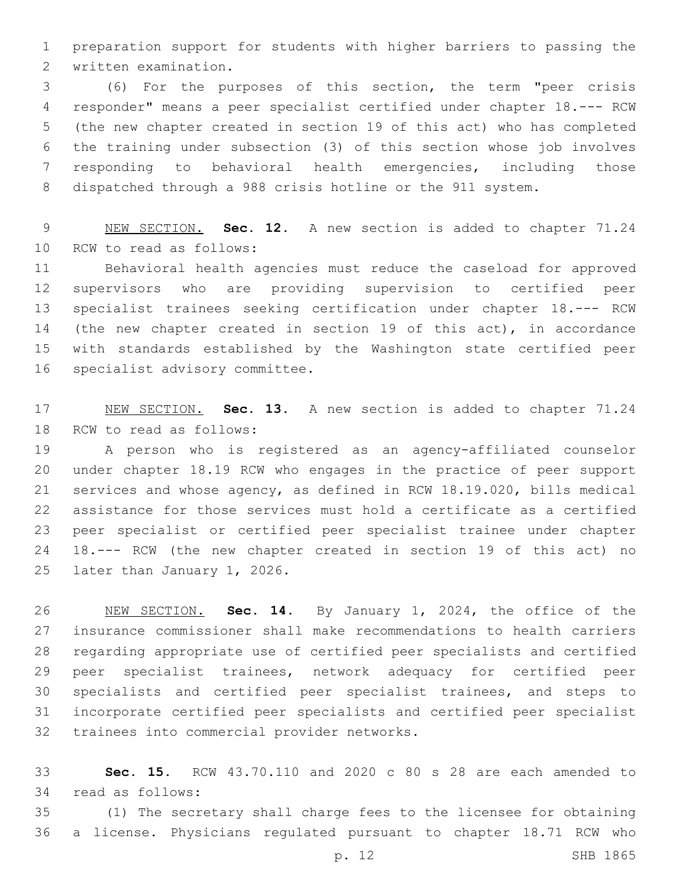preparation support for students with higher barriers to passing the written examination.

(6) For the purposes of this section, the term "peer crisis responder" means a peer specialist certified under chapter 18.--- RCW (the new chapter created in section 19 of this act) who has completed the training under subsection (3) of this section whose job involves responding to behavioral health emergencies, including those dispatched through a 988 crisis hotline or the 911 system.

NEW SECTION. **Sec. 12.** A new section is added to chapter 71.24 RCW to read as follows:

Behavioral health agencies must reduce the caseload for approved supervisors who are providing supervision to certified peer specialist trainees seeking certification under chapter 18.--- RCW (the new chapter created in section 19 of this act), in accordance with standards established by the Washington state certified peer specialist advisory committee.

NEW SECTION. **Sec. 13.** A new section is added to chapter 71.24 RCW to read as follows:

A person who is registered as an agency-affiliated counselor under chapter 18.19 RCW who engages in the practice of peer support services and whose agency, as defined in RCW 18.19.020, bills medical assistance for those services must hold a certificate as a certified peer specialist or certified peer specialist trainee under chapter 18.--- RCW (the new chapter created in section 19 of this act) no later than January 1, 2026.

NEW SECTION. **Sec. 14.** By January 1, 2024, the office of the insurance commissioner shall make recommendations to health carriers regarding appropriate use of certified peer specialists and certified peer specialist trainees, network adequacy for certified peer specialists and certified peer specialist trainees, and steps to incorporate certified peer specialists and certified peer specialist trainees into commercial provider networks.

**Sec. 15.** RCW 43.70.110 and 2020 c 80 s 28 are each amended to read as follows:

(1) The secretary shall charge fees to the licensee for obtaining a license. Physicians regulated pursuant to chapter 18.71 RCW who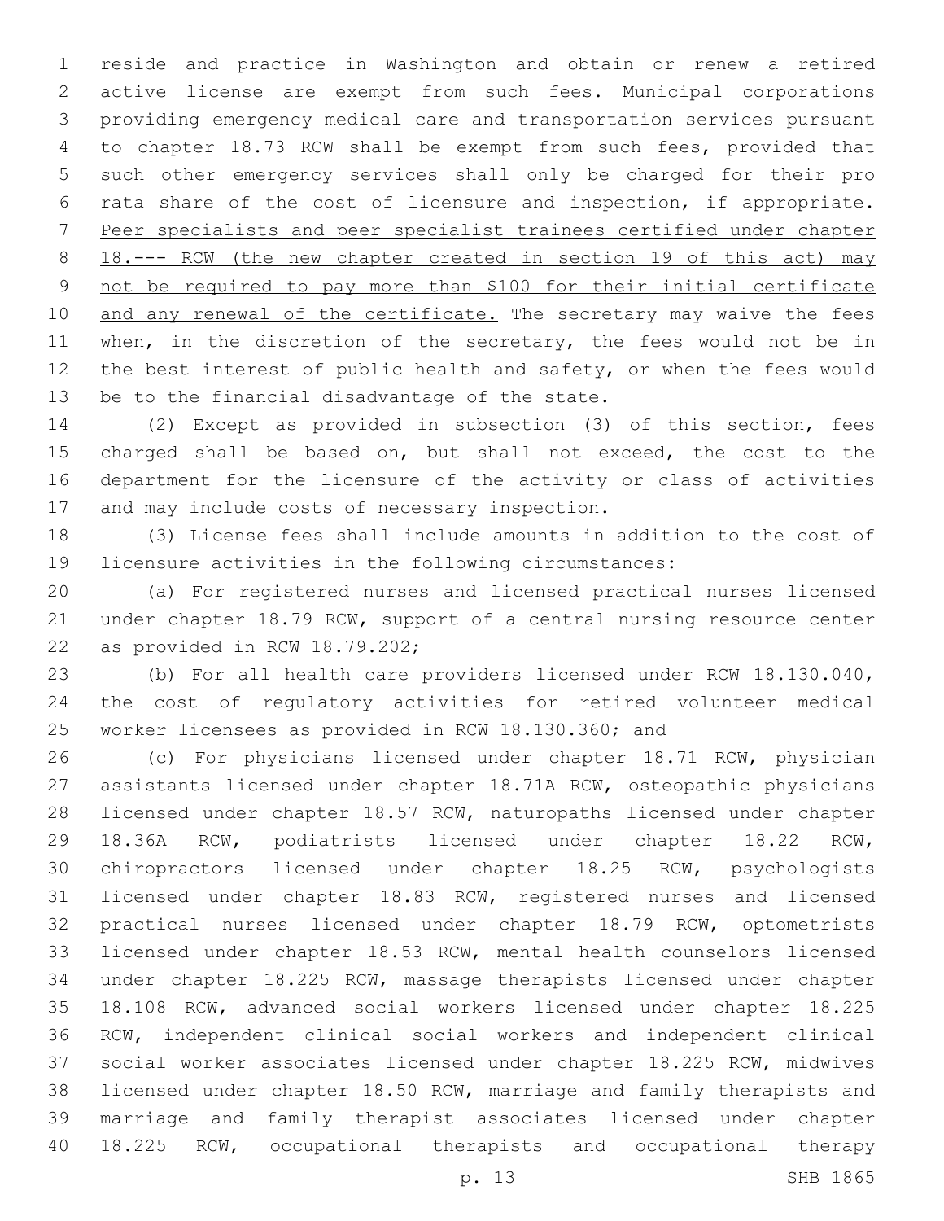reside and practice in Washington and obtain or renew a retired active license are exempt from such fees. Municipal corporations providing emergency medical care and transportation services pursuant to chapter 18.73 RCW shall be exempt from such fees, provided that such other emergency services shall only be charged for their pro rata share of the cost of licensure and inspection, if appropriate. <u>Peer specialists and peer specialist trainees certified under chapter 18.--- RCW (the new chapter created in section 19 of this act) may not be required to pay more than $100 for their initial certificate and any renewal of the certificate.</u> The secretary may waive the fees when, in the discretion of the secretary, the fees would not be in the best interest of public health and safety, or when the fees would be to the financial disadvantage of the state.

(2) Except as provided in subsection (3) of this section, fees charged shall be based on, but shall not exceed, the cost to the department for the licensure of the activity or class of activities and may include costs of necessary inspection.

(3) License fees shall include amounts in addition to the cost of licensure activities in the following circumstances:

(a) For registered nurses and licensed practical nurses licensed under chapter 18.79 RCW, support of a central nursing resource center as provided in RCW 18.79.202;

(b) For all health care providers licensed under RCW 18.130.040, the cost of regulatory activities for retired volunteer medical worker licensees as provided in RCW 18.130.360; and

(c) For physicians licensed under chapter 18.71 RCW, physician assistants licensed under chapter 18.71A RCW, osteopathic physicians licensed under chapter 18.57 RCW, naturopaths licensed under chapter 18.36A RCW, podiatrists licensed under chapter 18.22 RCW, chiropractors licensed under chapter 18.25 RCW, psychologists licensed under chapter 18.83 RCW, registered nurses and licensed practical nurses licensed under chapter 18.79 RCW, optometrists licensed under chapter 18.53 RCW, mental health counselors licensed under chapter 18.225 RCW, massage therapists licensed under chapter 18.108 RCW, advanced social workers licensed under chapter 18.225 RCW, independent clinical social workers and independent clinical social worker associates licensed under chapter 18.225 RCW, midwives licensed under chapter 18.50 RCW, marriage and family therapists and marriage and family therapist associates licensed under chapter 18.225 RCW, occupational therapists and occupational therapy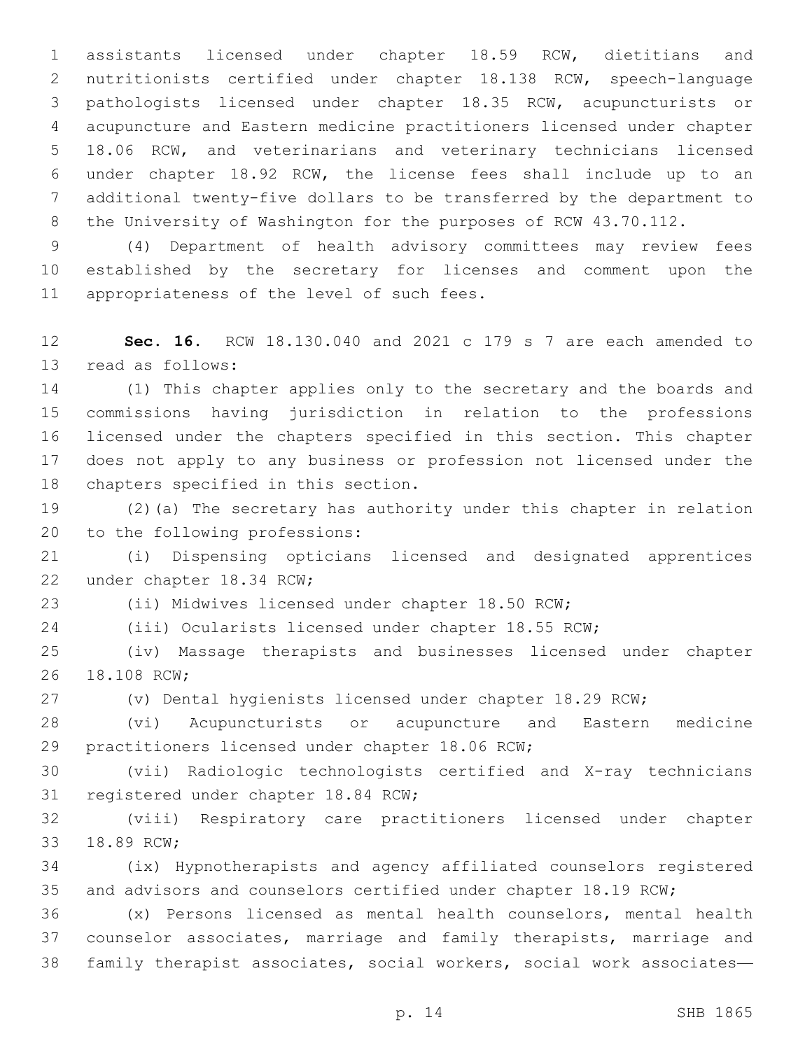assistants licensed under chapter 18.59 RCW, dietitians and nutritionists certified under chapter 18.138 RCW, speech-language pathologists licensed under chapter 18.35 RCW, acupuncturists or acupuncture and Eastern medicine practitioners licensed under chapter 18.06 RCW, and veterinarians and veterinary technicians licensed under chapter 18.92 RCW, the license fees shall include up to an additional twenty-five dollars to be transferred by the department to the University of Washington for the purposes of RCW 43.70.112.

(4) Department of health advisory committees may review fees established by the secretary for licenses and comment upon the appropriateness of the level of such fees.

**Sec. 16.** RCW 18.130.040 and 2021 c 179 s 7 are each amended to read as follows:

(1) This chapter applies only to the secretary and the boards and commissions having jurisdiction in relation to the professions licensed under the chapters specified in this section. This chapter does not apply to any business or profession not licensed under the chapters specified in this section.

(2)(a) The secretary has authority under this chapter in relation to the following professions:

(i) Dispensing opticians licensed and designated apprentices under chapter 18.34 RCW;

(ii) Midwives licensed under chapter 18.50 RCW;

(iii) Ocularists licensed under chapter 18.55 RCW;

(iv) Massage therapists and businesses licensed under chapter 18.108 RCW;

(v) Dental hygienists licensed under chapter 18.29 RCW;

(vi) Acupuncturists or acupuncture and Eastern medicine practitioners licensed under chapter 18.06 RCW;

(vii) Radiologic technologists certified and X-ray technicians registered under chapter 18.84 RCW;

(viii) Respiratory care practitioners licensed under chapter 18.89 RCW;

(ix) Hypnotherapists and agency affiliated counselors registered and advisors and counselors certified under chapter 18.19 RCW;

(x) Persons licensed as mental health counselors, mental health counselor associates, marriage and family therapists, marriage and family therapist associates, social workers, social work associates—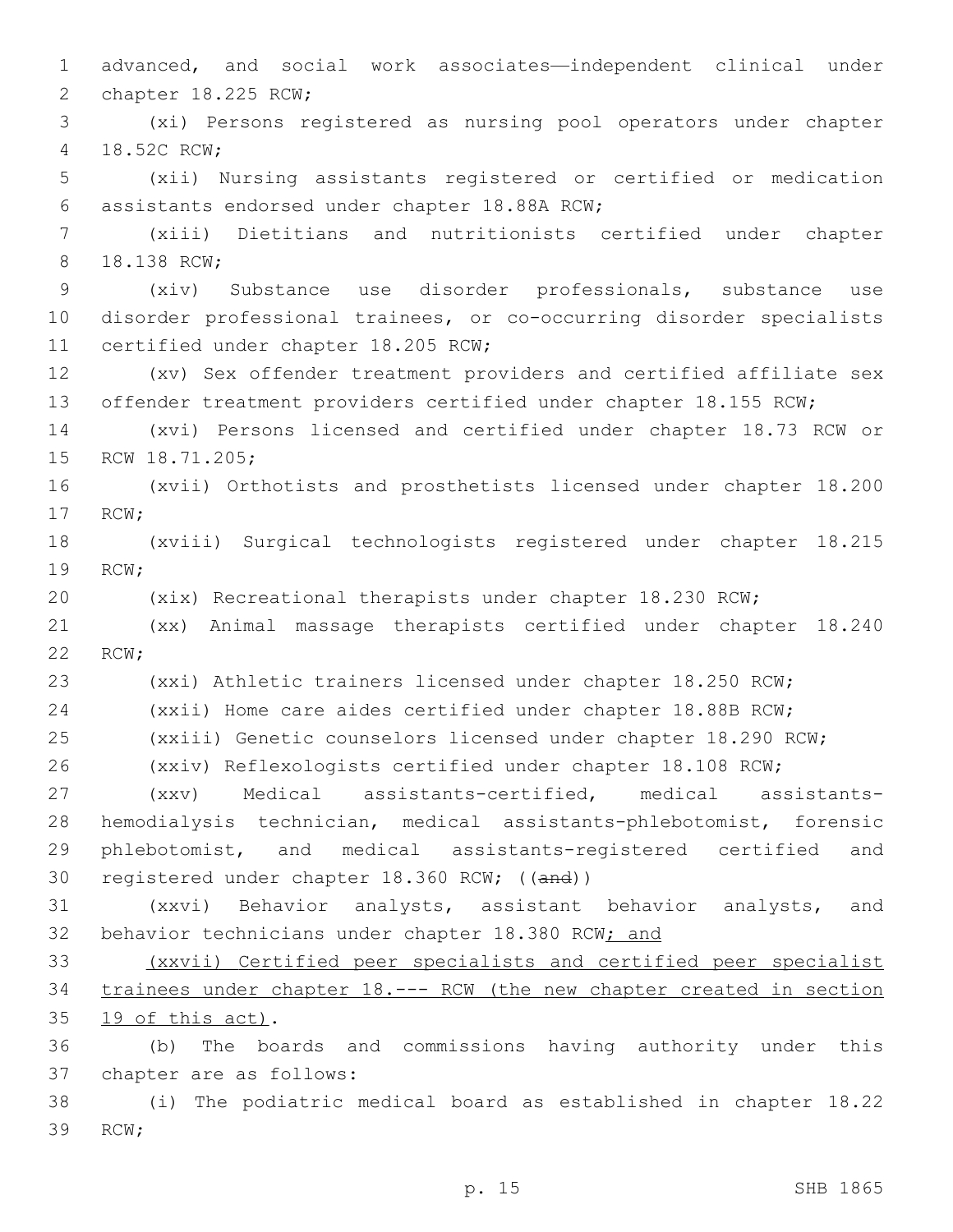advanced, and social work associates—independent clinical under chapter 18.225 RCW;

(xi) Persons registered as nursing pool operators under chapter 18.52C RCW;

(xii) Nursing assistants registered or certified or medication assistants endorsed under chapter 18.88A RCW;

(xiii) Dietitians and nutritionists certified under chapter 18.138 RCW;

(xiv) Substance use disorder professionals, substance use disorder professional trainees, or co-occurring disorder specialists certified under chapter 18.205 RCW;

(xv) Sex offender treatment providers and certified affiliate sex offender treatment providers certified under chapter 18.155 RCW;

(xvi) Persons licensed and certified under chapter 18.73 RCW or RCW 18.71.205;

(xvii) Orthotists and prosthetists licensed under chapter 18.200 RCW;

(xviii) Surgical technologists registered under chapter 18.215 RCW;

(xix) Recreational therapists under chapter 18.230 RCW;

(xx) Animal massage therapists certified under chapter 18.240 RCW;

(xxi) Athletic trainers licensed under chapter 18.250 RCW;

(xxii) Home care aides certified under chapter 18.88B RCW;

(xxiii) Genetic counselors licensed under chapter 18.290 RCW;

(xxiv) Reflexologists certified under chapter 18.108 RCW;

(xxv) Medical assistants-certified, medical assistants-hemodialysis technician, medical assistants-phlebotomist, forensic phlebotomist, and medical assistants-registered certified and registered under chapter 18.360 RCW; ((~~and~~))

(xxvi) Behavior analysts, assistant behavior analysts, and behavior technicians under chapter 18.380 RCW<u>; and</u>

<u>(xxvii) Certified peer specialists and certified peer specialist trainees under chapter 18.--- RCW (the new chapter created in section 19 of this act)</u>.

(b) The boards and commissions having authority under this chapter are as follows:

(i) The podiatric medical board as established in chapter 18.22 RCW;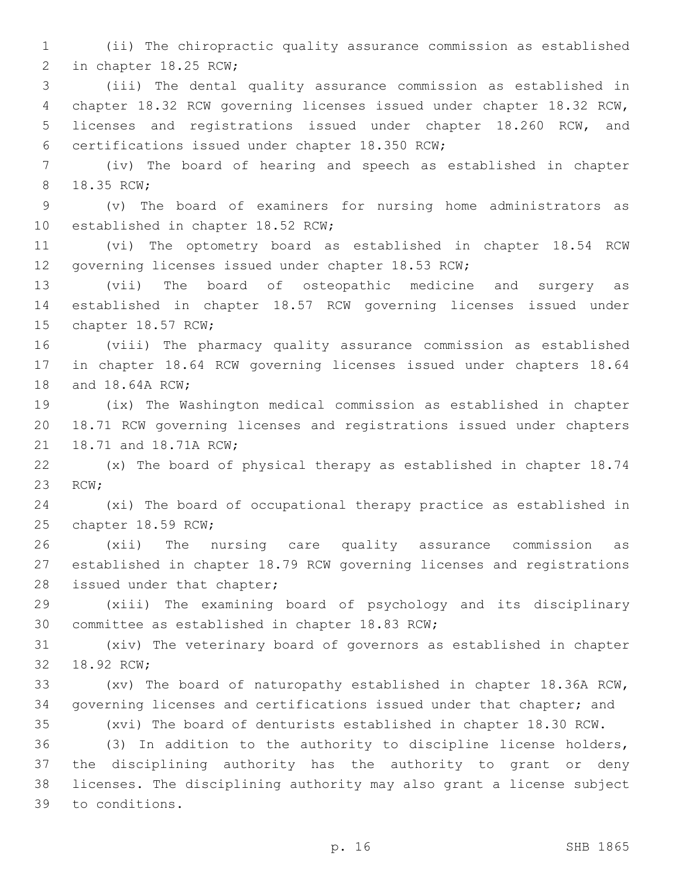(ii) The chiropractic quality assurance commission as established in chapter 18.25 RCW;

(iii) The dental quality assurance commission as established in chapter 18.32 RCW governing licenses issued under chapter 18.32 RCW, licenses and registrations issued under chapter 18.260 RCW, and certifications issued under chapter 18.350 RCW;

(iv) The board of hearing and speech as established in chapter 18.35 RCW;

(v) The board of examiners for nursing home administrators as established in chapter 18.52 RCW;

(vi) The optometry board as established in chapter 18.54 RCW governing licenses issued under chapter 18.53 RCW;

(vii) The board of osteopathic medicine and surgery as established in chapter 18.57 RCW governing licenses issued under chapter 18.57 RCW;

(viii) The pharmacy quality assurance commission as established in chapter 18.64 RCW governing licenses issued under chapters 18.64 and 18.64A RCW;

(ix) The Washington medical commission as established in chapter 18.71 RCW governing licenses and registrations issued under chapters 18.71 and 18.71A RCW;

(x) The board of physical therapy as established in chapter 18.74 RCW;

(xi) The board of occupational therapy practice as established in chapter 18.59 RCW;

(xii) The nursing care quality assurance commission as established in chapter 18.79 RCW governing licenses and registrations issued under that chapter;

(xiii) The examining board of psychology and its disciplinary committee as established in chapter 18.83 RCW;

(xiv) The veterinary board of governors as established in chapter 18.92 RCW;

(xv) The board of naturopathy established in chapter 18.36A RCW, governing licenses and certifications issued under that chapter; and

(xvi) The board of denturists established in chapter 18.30 RCW.

(3) In addition to the authority to discipline license holders, the disciplining authority has the authority to grant or deny licenses. The disciplining authority may also grant a license subject to conditions.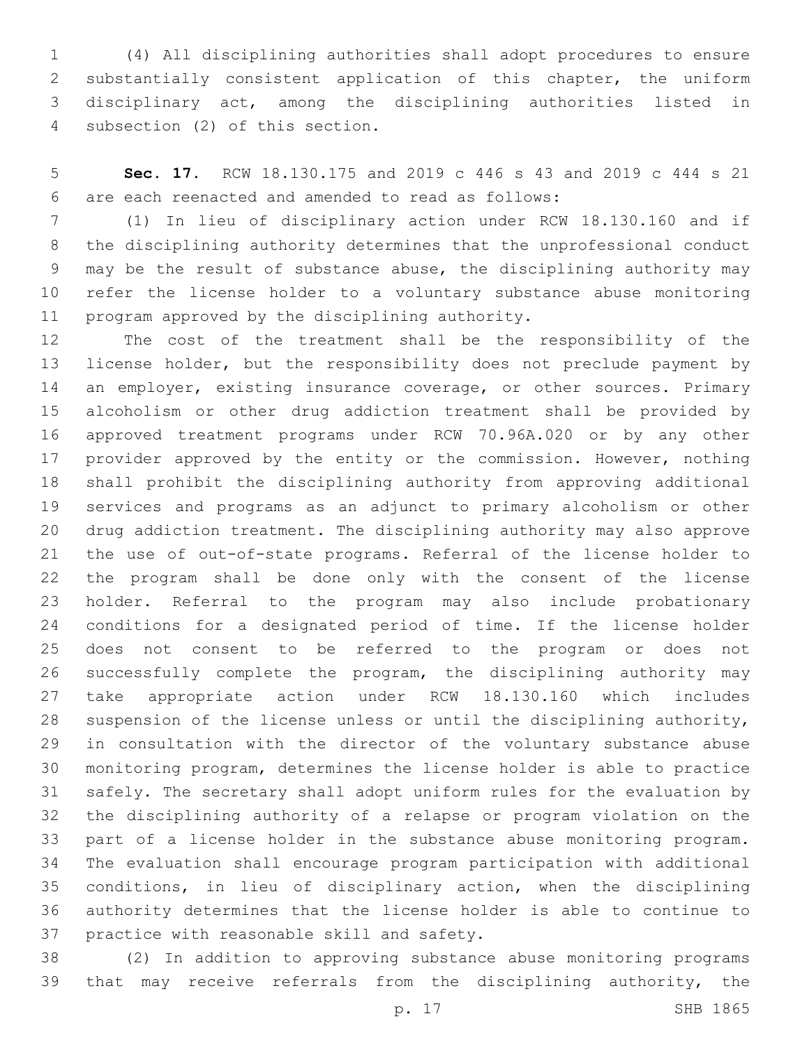(4) All disciplining authorities shall adopt procedures to ensure substantially consistent application of this chapter, the uniform disciplinary act, among the disciplining authorities listed in subsection (2) of this section.

**Sec. 17.** RCW 18.130.175 and 2019 c 446 s 43 and 2019 c 444 s 21 are each reenacted and amended to read as follows:

(1) In lieu of disciplinary action under RCW 18.130.160 and if the disciplining authority determines that the unprofessional conduct may be the result of substance abuse, the disciplining authority may refer the license holder to a voluntary substance abuse monitoring program approved by the disciplining authority.

The cost of the treatment shall be the responsibility of the license holder, but the responsibility does not preclude payment by an employer, existing insurance coverage, or other sources. Primary alcoholism or other drug addiction treatment shall be provided by approved treatment programs under RCW 70.96A.020 or by any other provider approved by the entity or the commission. However, nothing shall prohibit the disciplining authority from approving additional services and programs as an adjunct to primary alcoholism or other drug addiction treatment. The disciplining authority may also approve the use of out-of-state programs. Referral of the license holder to the program shall be done only with the consent of the license holder. Referral to the program may also include probationary conditions for a designated period of time. If the license holder does not consent to be referred to the program or does not successfully complete the program, the disciplining authority may take appropriate action under RCW 18.130.160 which includes suspension of the license unless or until the disciplining authority, in consultation with the director of the voluntary substance abuse monitoring program, determines the license holder is able to practice safely. The secretary shall adopt uniform rules for the evaluation by the disciplining authority of a relapse or program violation on the part of a license holder in the substance abuse monitoring program. The evaluation shall encourage program participation with additional conditions, in lieu of disciplinary action, when the disciplining authority determines that the license holder is able to continue to practice with reasonable skill and safety.

(2) In addition to approving substance abuse monitoring programs that may receive referrals from the disciplining authority, the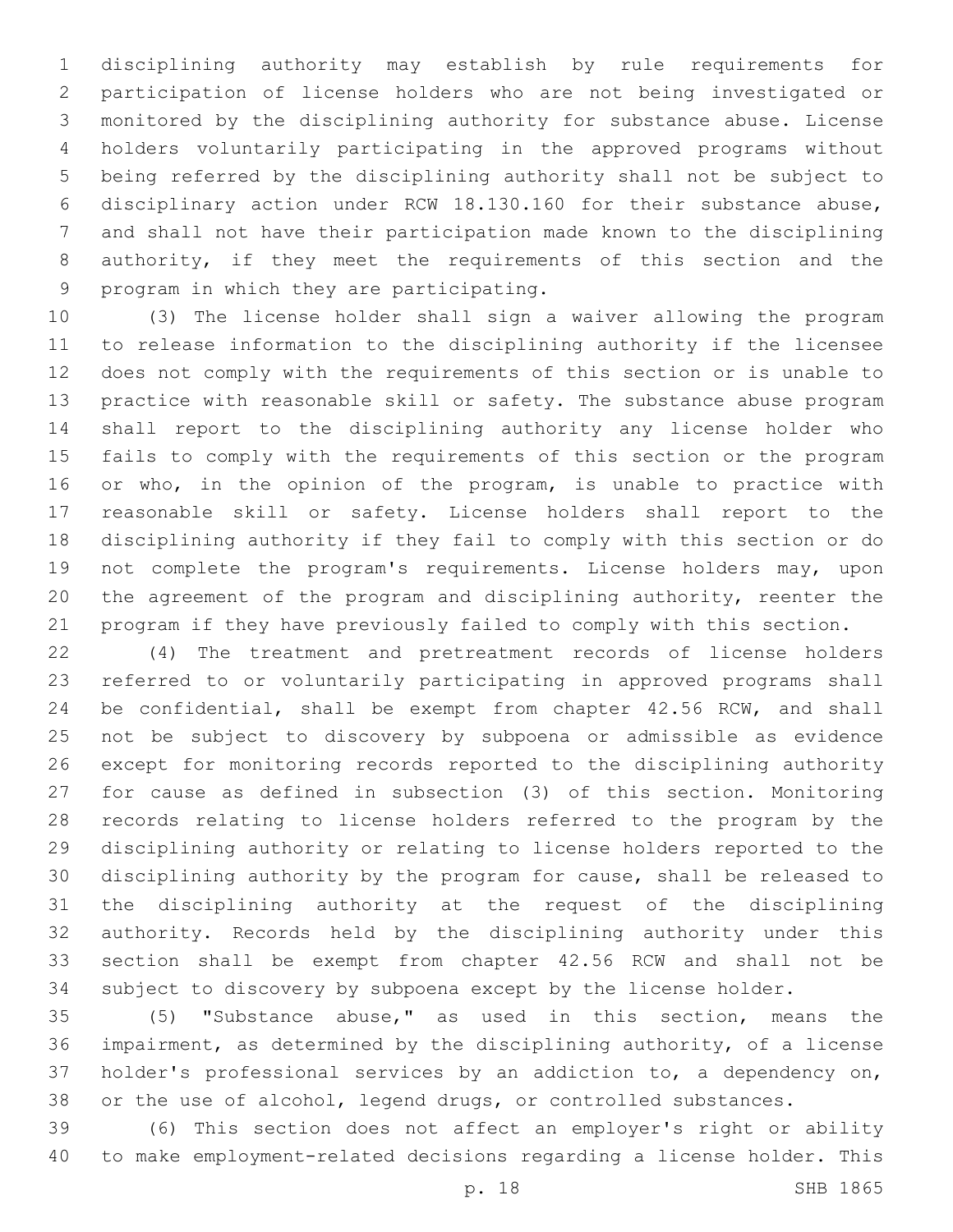disciplining authority may establish by rule requirements for participation of license holders who are not being investigated or monitored by the disciplining authority for substance abuse. License holders voluntarily participating in the approved programs without being referred by the disciplining authority shall not be subject to disciplinary action under RCW 18.130.160 for their substance abuse, and shall not have their participation made known to the disciplining authority, if they meet the requirements of this section and the program in which they are participating.

(3) The license holder shall sign a waiver allowing the program to release information to the disciplining authority if the licensee does not comply with the requirements of this section or is unable to practice with reasonable skill or safety. The substance abuse program shall report to the disciplining authority any license holder who fails to comply with the requirements of this section or the program or who, in the opinion of the program, is unable to practice with reasonable skill or safety. License holders shall report to the disciplining authority if they fail to comply with this section or do not complete the program's requirements. License holders may, upon the agreement of the program and disciplining authority, reenter the program if they have previously failed to comply with this section.

(4) The treatment and pretreatment records of license holders referred to or voluntarily participating in approved programs shall be confidential, shall be exempt from chapter 42.56 RCW, and shall not be subject to discovery by subpoena or admissible as evidence except for monitoring records reported to the disciplining authority for cause as defined in subsection (3) of this section. Monitoring records relating to license holders referred to the program by the disciplining authority or relating to license holders reported to the disciplining authority by the program for cause, shall be released to the disciplining authority at the request of the disciplining authority. Records held by the disciplining authority under this section shall be exempt from chapter 42.56 RCW and shall not be subject to discovery by subpoena except by the license holder.

(5) "Substance abuse," as used in this section, means the impairment, as determined by the disciplining authority, of a license holder's professional services by an addiction to, a dependency on, or the use of alcohol, legend drugs, or controlled substances.

(6) This section does not affect an employer's right or ability to make employment-related decisions regarding a license holder. This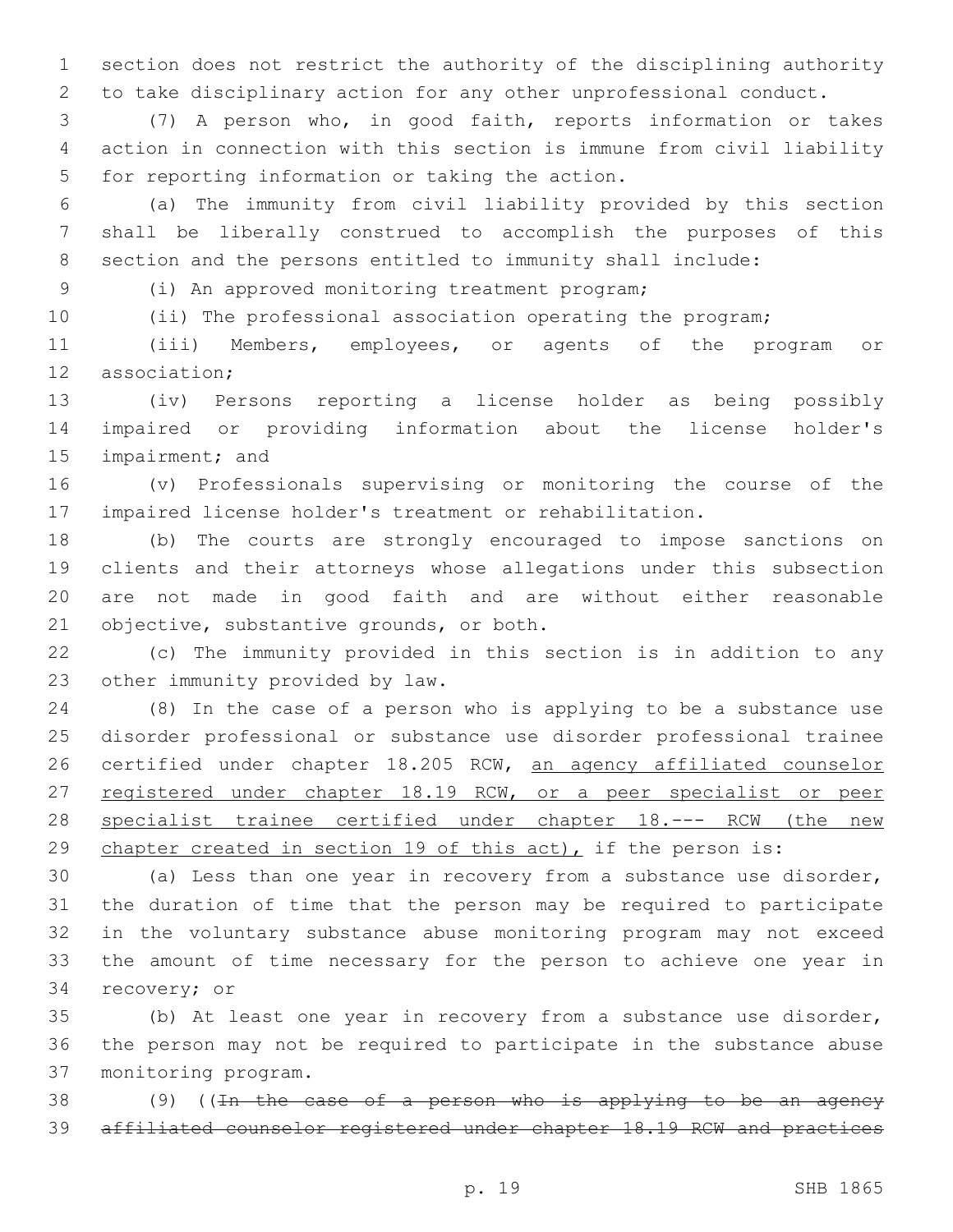section does not restrict the authority of the disciplining authority to take disciplinary action for any other unprofessional conduct.

(7) A person who, in good faith, reports information or takes action in connection with this section is immune from civil liability for reporting information or taking the action.

(a) The immunity from civil liability provided by this section shall be liberally construed to accomplish the purposes of this section and the persons entitled to immunity shall include:

(i) An approved monitoring treatment program;

(ii) The professional association operating the program;

(iii) Members, employees, or agents of the program or association;

(iv) Persons reporting a license holder as being possibly impaired or providing information about the license holder's impairment; and

(v) Professionals supervising or monitoring the course of the impaired license holder's treatment or rehabilitation.

(b) The courts are strongly encouraged to impose sanctions on clients and their attorneys whose allegations under this subsection are not made in good faith and are without either reasonable objective, substantive grounds, or both.

(c) The immunity provided in this section is in addition to any other immunity provided by law.

(8) In the case of a person who is applying to be a substance use disorder professional or substance use disorder professional trainee certified under chapter 18.205 RCW, <u>an agency affiliated counselor registered under chapter 18.19 RCW, or a peer specialist or peer specialist trainee certified under chapter 18.--- RCW (the new chapter created in section 19 of this act),</u> if the person is:

(a) Less than one year in recovery from a substance use disorder, the duration of time that the person may be required to participate in the voluntary substance abuse monitoring program may not exceed the amount of time necessary for the person to achieve one year in recovery; or

(b) At least one year in recovery from a substance use disorder, the person may not be required to participate in the substance abuse monitoring program.

(9) ((~~In the case of a person who is applying to be an agency affiliated counselor registered under chapter 18.19 RCW and practices~~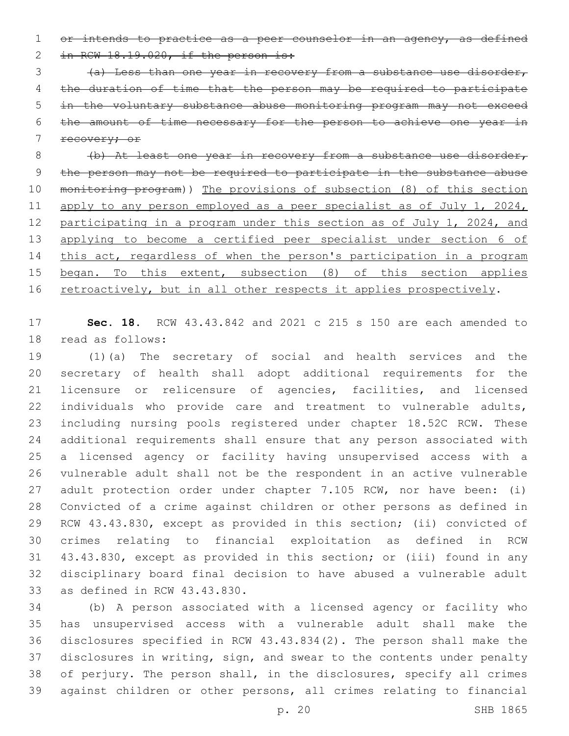~~or intends to practice as a peer counselor in an agency, as defined in RCW 18.19.020, if the person is:~~

~~(a) Less than one year in recovery from a substance use disorder, the duration of time that the person may be required to participate in the voluntary substance abuse monitoring program may not exceed the amount of time necessary for the person to achieve one year in recovery; or~~

~~(b) At least one year in recovery from a substance use disorder, the person may not be required to participate in the substance abuse monitoring program~~)) The provisions of subsection (8) of this section apply to any person employed as a peer specialist as of July 1, 2024, participating in a program under this section as of July 1, 2024, and applying to become a certified peer specialist under section 6 of this act, regardless of when the person's participation in a program began. To this extent, subsection (8) of this section applies retroactively, but in all other respects it applies prospectively.

**Sec. 18.** RCW 43.43.842 and 2021 c 215 s 150 are each amended to read as follows:

(1)(a) The secretary of social and health services and the secretary of health shall adopt additional requirements for the licensure or relicensure of agencies, facilities, and licensed individuals who provide care and treatment to vulnerable adults, including nursing pools registered under chapter 18.52C RCW. These additional requirements shall ensure that any person associated with a licensed agency or facility having unsupervised access with a vulnerable adult shall not be the respondent in an active vulnerable adult protection order under chapter 7.105 RCW, nor have been: (i) Convicted of a crime against children or other persons as defined in RCW 43.43.830, except as provided in this section; (ii) convicted of crimes relating to financial exploitation as defined in RCW 43.43.830, except as provided in this section; or (iii) found in any disciplinary board final decision to have abused a vulnerable adult as defined in RCW 43.43.830.

(b) A person associated with a licensed agency or facility who has unsupervised access with a vulnerable adult shall make the disclosures specified in RCW 43.43.834(2). The person shall make the disclosures in writing, sign, and swear to the contents under penalty of perjury. The person shall, in the disclosures, specify all crimes against children or other persons, all crimes relating to financial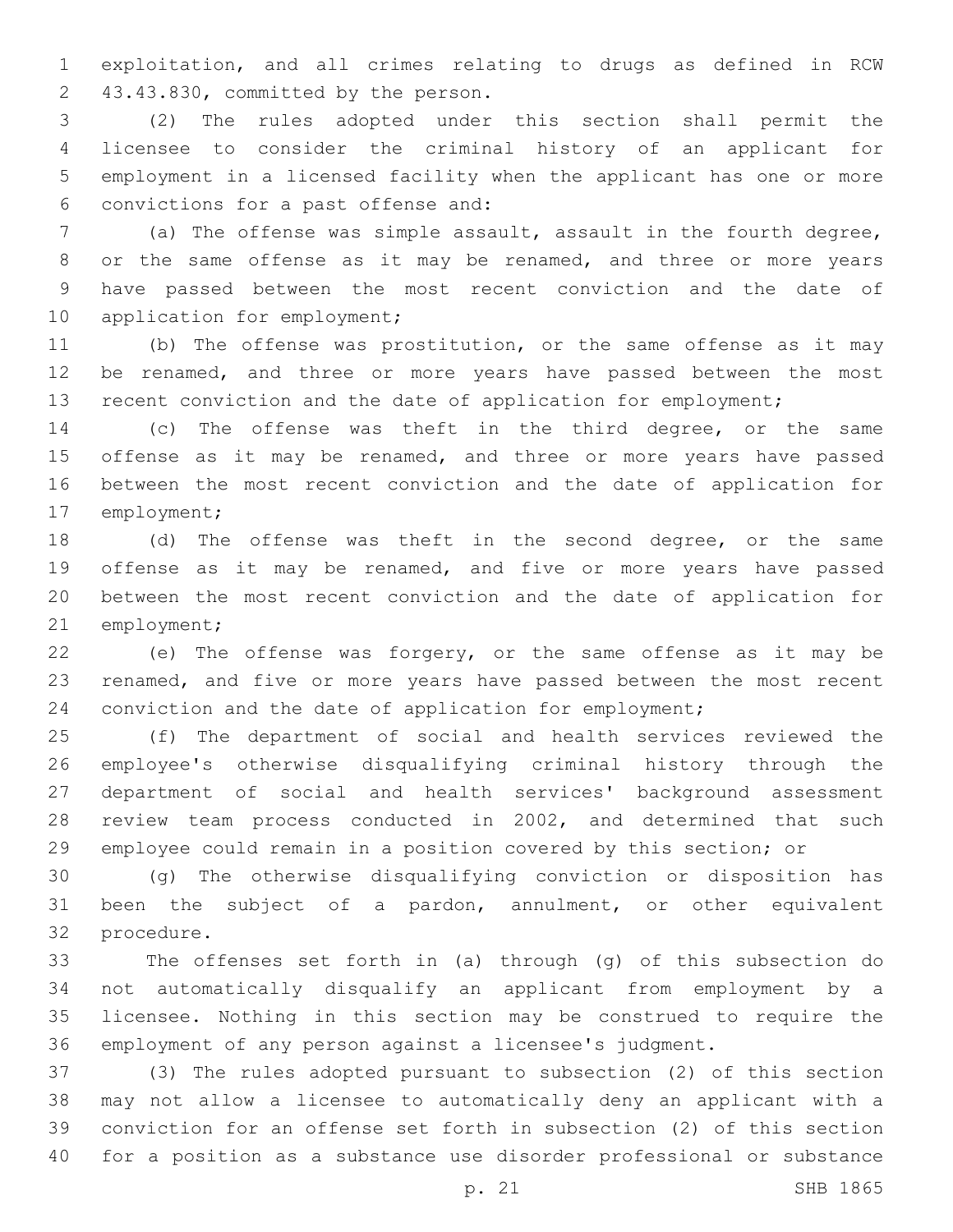exploitation, and all crimes relating to drugs as defined in RCW 43.43.830, committed by the person.

(2) The rules adopted under this section shall permit the licensee to consider the criminal history of an applicant for employment in a licensed facility when the applicant has one or more convictions for a past offense and:

(a) The offense was simple assault, assault in the fourth degree, or the same offense as it may be renamed, and three or more years have passed between the most recent conviction and the date of application for employment;

(b) The offense was prostitution, or the same offense as it may be renamed, and three or more years have passed between the most recent conviction and the date of application for employment;

(c) The offense was theft in the third degree, or the same offense as it may be renamed, and three or more years have passed between the most recent conviction and the date of application for employment;

(d) The offense was theft in the second degree, or the same offense as it may be renamed, and five or more years have passed between the most recent conviction and the date of application for employment;

(e) The offense was forgery, or the same offense as it may be renamed, and five or more years have passed between the most recent conviction and the date of application for employment;

(f) The department of social and health services reviewed the employee's otherwise disqualifying criminal history through the department of social and health services' background assessment review team process conducted in 2002, and determined that such employee could remain in a position covered by this section; or

(g) The otherwise disqualifying conviction or disposition has been the subject of a pardon, annulment, or other equivalent procedure.

The offenses set forth in (a) through (g) of this subsection do not automatically disqualify an applicant from employment by a licensee. Nothing in this section may be construed to require the employment of any person against a licensee's judgment.

(3) The rules adopted pursuant to subsection (2) of this section may not allow a licensee to automatically deny an applicant with a conviction for an offense set forth in subsection (2) of this section for a position as a substance use disorder professional or substance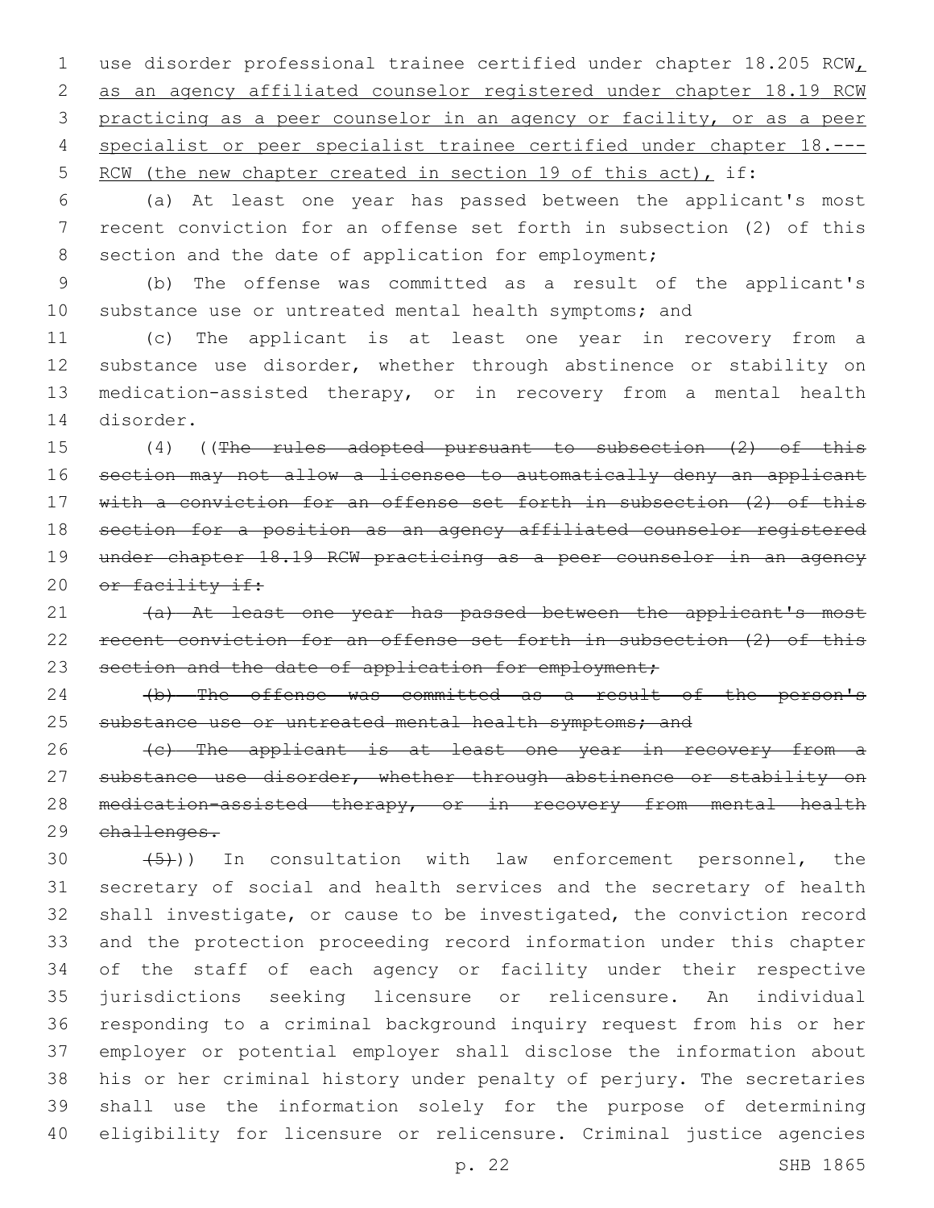use disorder professional trainee certified under chapter 18.205 RCW, as an agency affiliated counselor registered under chapter 18.19 RCW practicing as a peer counselor in an agency or facility, or as a peer specialist or peer specialist trainee certified under chapter 18.--- RCW (the new chapter created in section 19 of this act), if:

(a) At least one year has passed between the applicant's most recent conviction for an offense set forth in subsection (2) of this section and the date of application for employment;

(b) The offense was committed as a result of the applicant's substance use or untreated mental health symptoms; and

(c) The applicant is at least one year in recovery from a substance use disorder, whether through abstinence or stability on medication-assisted therapy, or in recovery from a mental health disorder.

(4) ((~~The rules adopted pursuant to subsection (2) of this section may not allow a licensee to automatically deny an applicant with a conviction for an offense set forth in subsection (2) of this section for a position as an agency affiliated counselor registered under chapter 18.19 RCW practicing as a peer counselor in an agency or facility if:~~

~~(a) At least one year has passed between the applicant's most recent conviction for an offense set forth in subsection (2) of this section and the date of application for employment;~~

~~(b) The offense was committed as a result of the person's substance use or untreated mental health symptoms; and~~

~~(c) The applicant is at least one year in recovery from a substance use disorder, whether through abstinence or stability on medication-assisted therapy, or in recovery from mental health challenges.~~

~~(5)~~)) In consultation with law enforcement personnel, the secretary of social and health services and the secretary of health shall investigate, or cause to be investigated, the conviction record and the protection proceeding record information under this chapter of the staff of each agency or facility under their respective jurisdictions seeking licensure or relicensure. An individual responding to a criminal background inquiry request from his or her employer or potential employer shall disclose the information about his or her criminal history under penalty of perjury. The secretaries shall use the information solely for the purpose of determining eligibility for licensure or relicensure. Criminal justice agencies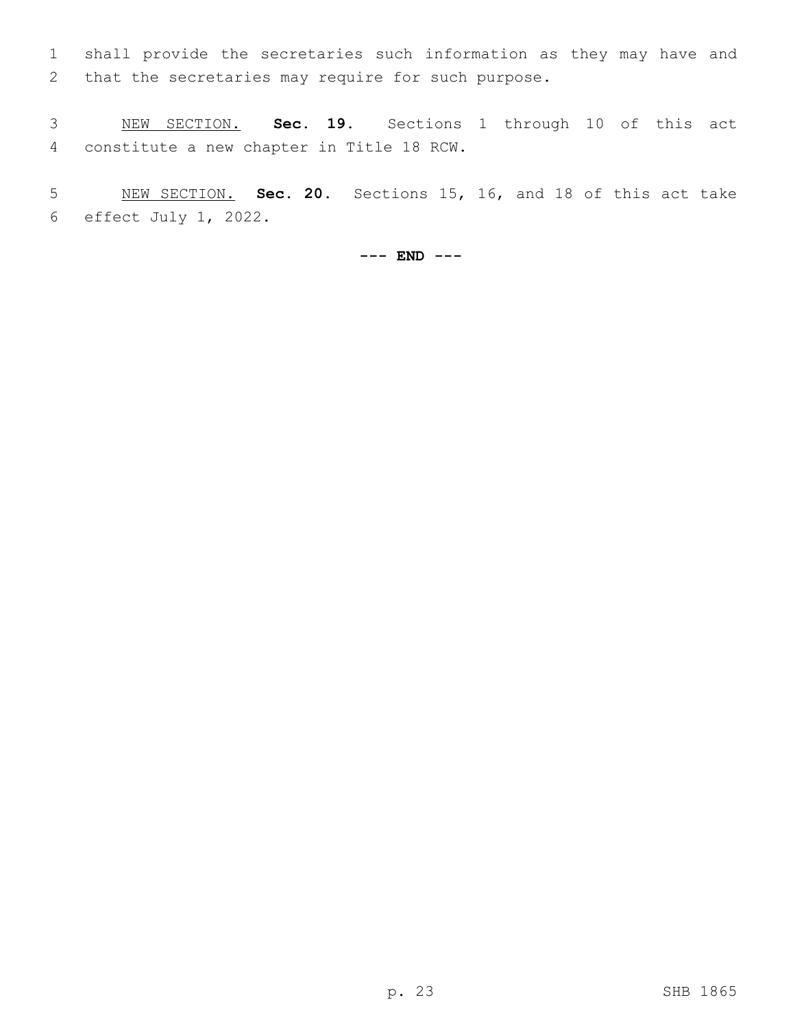shall provide the secretaries such information as they may have and that the secretaries may require for such purpose.

NEW SECTION. **Sec. 19.** Sections 1 through 10 of this act constitute a new chapter in Title 18 RCW.

NEW SECTION. **Sec. 20.** Sections 15, 16, and 18 of this act take effect July 1, 2022.

**--- END ---**